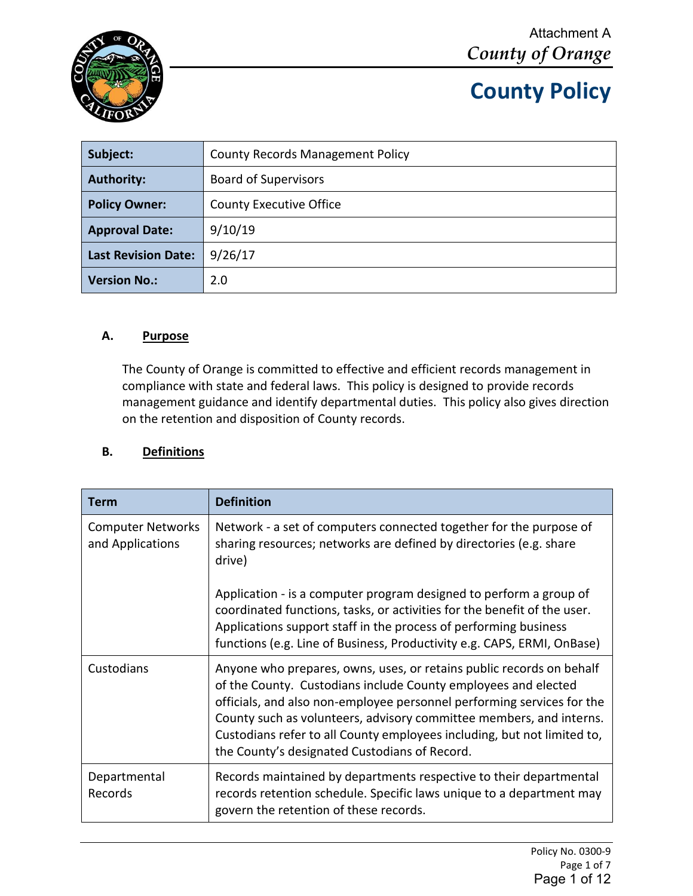Attachment A

*County of Orange*

# County Policy

| Subject: | County Records Management Policy |
| --- | --- |
| Authority: | Board of Supervisors |
| Policy Owner: | County Executive Office |
| Approval Date: | 9/10/19 |
| Last Revision Date: | 9/26/17 |
| Version No.: | 2.0 |

## A. Purpose

The County of Orange is committed to effective and efficient records management in compliance with state and federal laws. This policy is designed to provide records management guidance and identify departmental duties. This policy also gives direction on the retention and disposition of County records.

## B. Definitions

| Term | Definition |
| --- | --- |
| Computer Networks and Applications | Network - a set of computers connected together for the purpose of sharing resources; networks are defined by directories (e.g. share drive)<br><br>Application - is a computer program designed to perform a group of coordinated functions, tasks, or activities for the benefit of the user. Applications support staff in the process of performing business functions (e.g. Line of Business, Productivity e.g. CAPS, ERMI, OnBase) |
| Custodians | Anyone who prepares, owns, uses, or retains public records on behalf of the County. Custodians include County employees and elected officials, and also non-employee personnel performing services for the County such as volunteers, advisory committee members, and interns. Custodians refer to all County employees including, but not limited to, the County's designated Custodians of Record. |
| Departmental Records | Records maintained by departments respective to their departmental records retention schedule. Specific laws unique to a department may govern the retention of these records. |

Policy No. 0300-9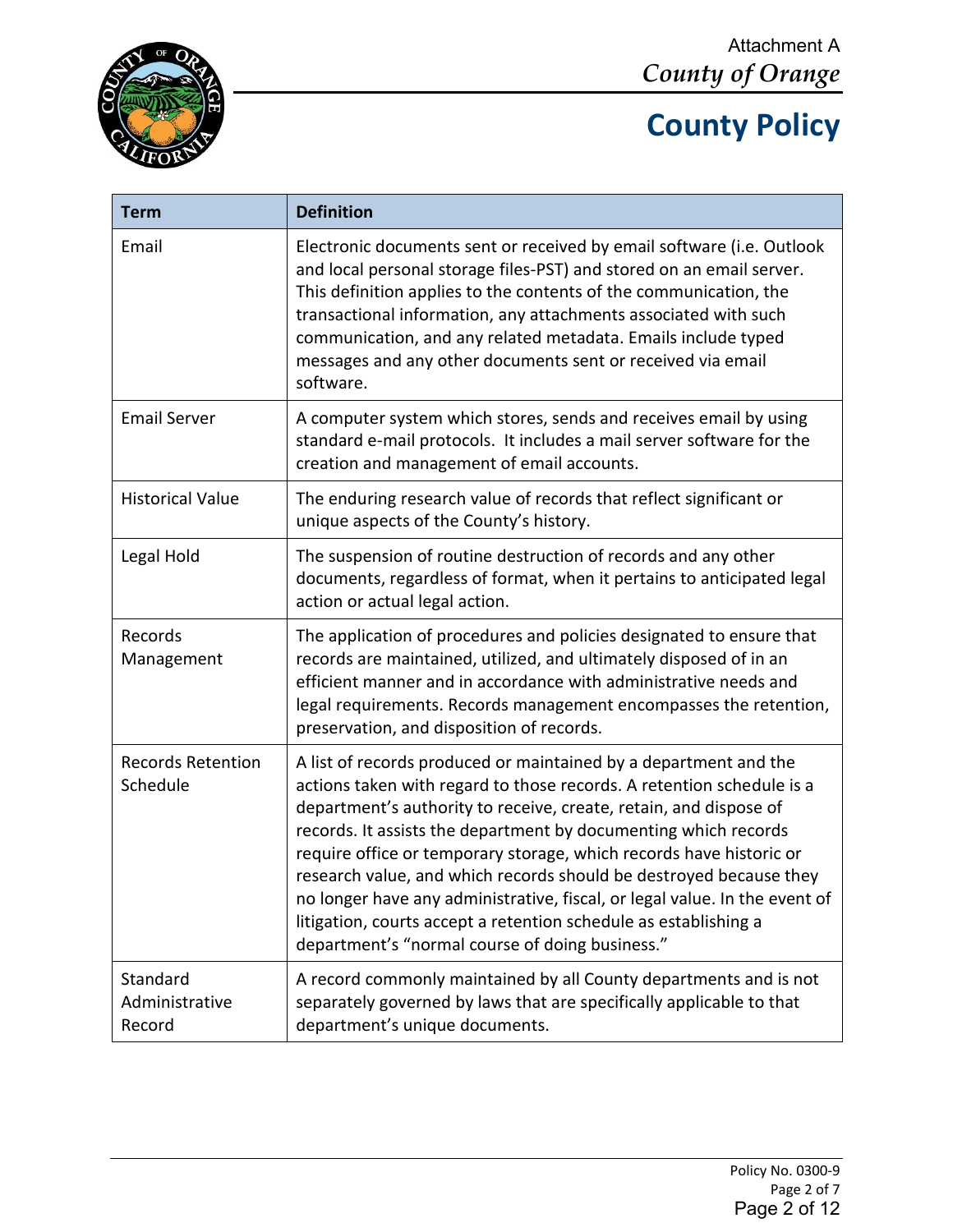| Term | Definition |
|---|---|
| Email | Electronic documents sent or received by email software (i.e. Outlook and local personal storage files-PST) and stored on an email server. This definition applies to the contents of the communication, the transactional information, any attachments associated with such communication, and any related metadata. Emails include typed messages and any other documents sent or received via email software. |
| Email Server | A computer system which stores, sends and receives email by using standard e-mail protocols. It includes a mail server software for the creation and management of email accounts. |
| Historical Value | The enduring research value of records that reflect significant or unique aspects of the County's history. |
| Legal Hold | The suspension of routine destruction of records and any other documents, regardless of format, when it pertains to anticipated legal action or actual legal action. |
| Records Management | The application of procedures and policies designated to ensure that records are maintained, utilized, and ultimately disposed of in an efficient manner and in accordance with administrative needs and legal requirements. Records management encompasses the retention, preservation, and disposition of records. |
| Records Retention Schedule | A list of records produced or maintained by a department and the actions taken with regard to those records. A retention schedule is a department's authority to receive, create, retain, and dispose of records. It assists the department by documenting which records require office or temporary storage, which records have historic or research value, and which records should be destroyed because they no longer have any administrative, fiscal, or legal value. In the event of litigation, courts accept a retention schedule as establishing a department's "normal course of doing business." |
| Standard Administrative Record | A record commonly maintained by all County departments and is not separately governed by laws that are specifically applicable to that department's unique documents. |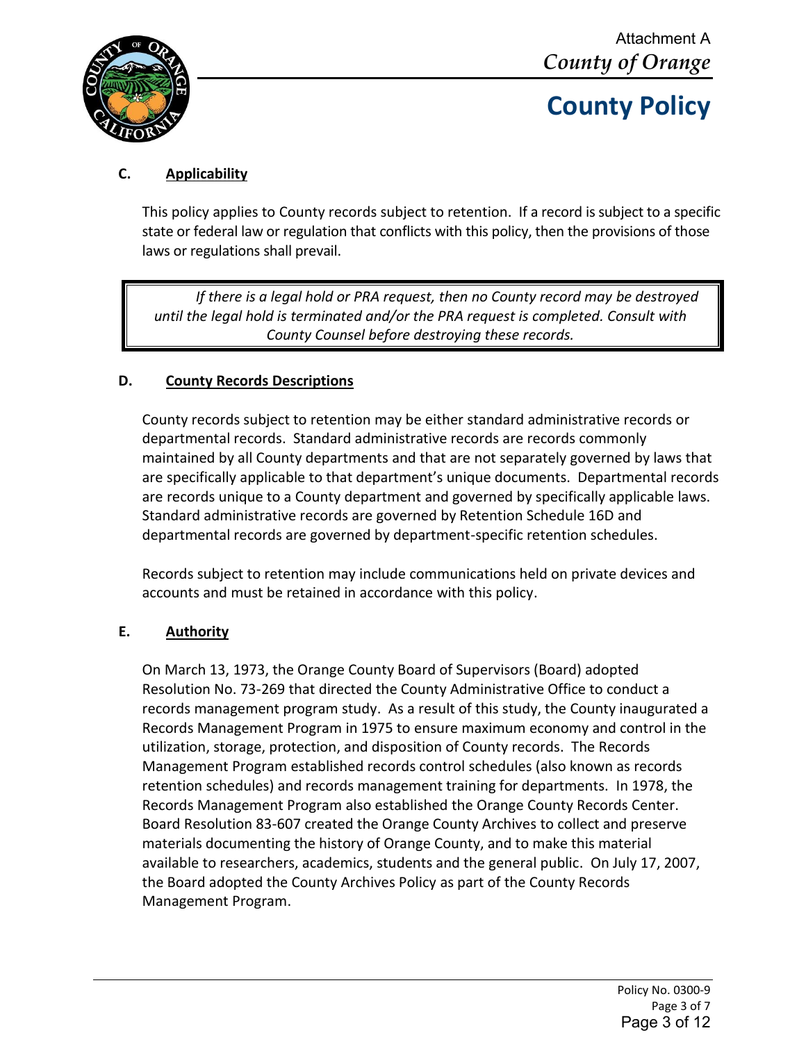### C. Applicability

This policy applies to County records subject to retention. If a record is subject to a specific state or federal law or regulation that conflicts with this policy, then the provisions of those laws or regulations shall prevail.

> *If there is a legal hold or PRA request, then no County record may be destroyed until the legal hold is terminated and/or the PRA request is completed. Consult with County Counsel before destroying these records.*

### D. County Records Descriptions

County records subject to retention may be either standard administrative records or departmental records. Standard administrative records are records commonly maintained by all County departments and that are not separately governed by laws that are specifically applicable to that department's unique documents. Departmental records are records unique to a County department and governed by specifically applicable laws. Standard administrative records are governed by Retention Schedule 16D and departmental records are governed by department-specific retention schedules.

Records subject to retention may include communications held on private devices and accounts and must be retained in accordance with this policy.

### E. Authority

On March 13, 1973, the Orange County Board of Supervisors (Board) adopted Resolution No. 73-269 that directed the County Administrative Office to conduct a records management program study. As a result of this study, the County inaugurated a Records Management Program in 1975 to ensure maximum economy and control in the utilization, storage, protection, and disposition of County records. The Records Management Program established records control schedules (also known as records retention schedules) and records management training for departments. In 1978, the Records Management Program also established the Orange County Records Center. Board Resolution 83-607 created the Orange County Archives to collect and preserve materials documenting the history of Orange County, and to make this material available to researchers, academics, students and the general public. On July 17, 2007, the Board adopted the County Archives Policy as part of the County Records Management Program.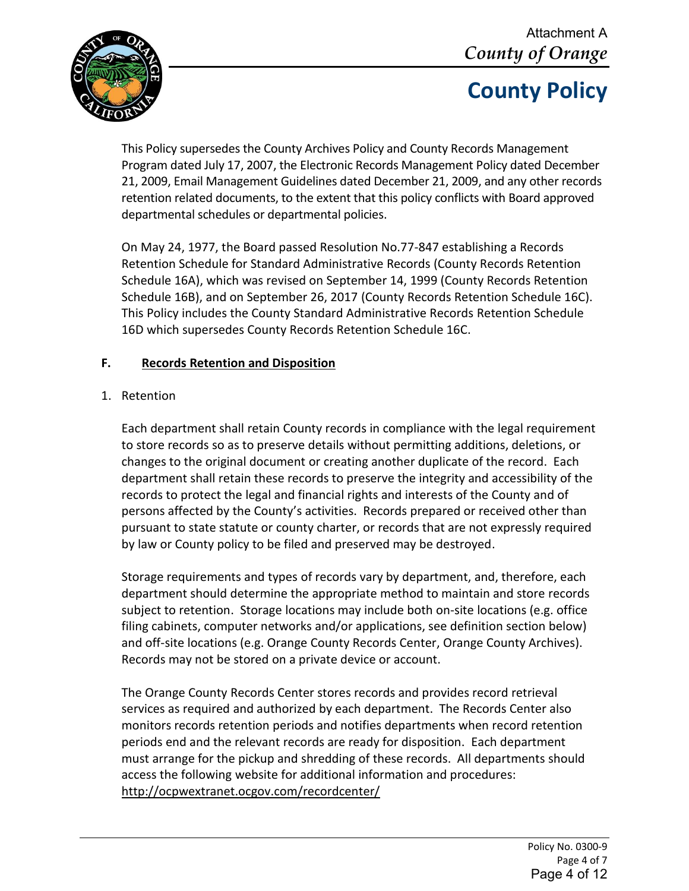This Policy supersedes the County Archives Policy and County Records Management Program dated July 17, 2007, the Electronic Records Management Policy dated December 21, 2009, Email Management Guidelines dated December 21, 2009, and any other records retention related documents, to the extent that this policy conflicts with Board approved departmental schedules or departmental policies.

On May 24, 1977, the Board passed Resolution No.77-847 establishing a Records Retention Schedule for Standard Administrative Records (County Records Retention Schedule 16A), which was revised on September 14, 1999 (County Records Retention Schedule 16B), and on September 26, 2017 (County Records Retention Schedule 16C). This Policy includes the County Standard Administrative Records Retention Schedule 16D which supersedes County Records Retention Schedule 16C.

## F. Records Retention and Disposition

1. Retention

Each department shall retain County records in compliance with the legal requirement to store records so as to preserve details without permitting additions, deletions, or changes to the original document or creating another duplicate of the record. Each department shall retain these records to preserve the integrity and accessibility of the records to protect the legal and financial rights and interests of the County and of persons affected by the County's activities. Records prepared or received other than pursuant to state statute or county charter, or records that are not expressly required by law or County policy to be filed and preserved may be destroyed.

Storage requirements and types of records vary by department, and, therefore, each department should determine the appropriate method to maintain and store records subject to retention. Storage locations may include both on-site locations (e.g. office filing cabinets, computer networks and/or applications, see definition section below) and off-site locations (e.g. Orange County Records Center, Orange County Archives). Records may not be stored on a private device or account.

The Orange County Records Center stores records and provides record retrieval services as required and authorized by each department. The Records Center also monitors records retention periods and notifies departments when record retention periods end and the relevant records are ready for disposition. Each department must arrange for the pickup and shredding of these records. All departments should access the following website for additional information and procedures: http://ocpwextranet.ocgov.com/recordcenter/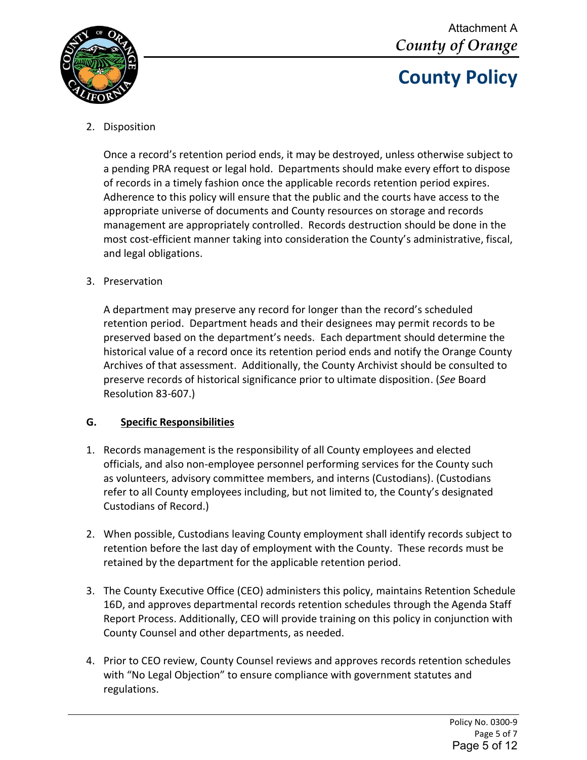2. Disposition

   Once a record's retention period ends, it may be destroyed, unless otherwise subject to a pending PRA request or legal hold. Departments should make every effort to dispose of records in a timely fashion once the applicable records retention period expires. Adherence to this policy will ensure that the public and the courts have access to the appropriate universe of documents and County resources on storage and records management are appropriately controlled. Records destruction should be done in the most cost-efficient manner taking into consideration the County's administrative, fiscal, and legal obligations.

3. Preservation

   A department may preserve any record for longer than the record's scheduled retention period. Department heads and their designees may permit records to be preserved based on the department's needs. Each department should determine the historical value of a record once its retention period ends and notify the Orange County Archives of that assessment. Additionally, the County Archivist should be consulted to preserve records of historical significance prior to ultimate disposition. (*See* Board Resolution 83-607.)

## G. Specific Responsibilities

1. Records management is the responsibility of all County employees and elected officials, and also non-employee personnel performing services for the County such as volunteers, advisory committee members, and interns (Custodians). (Custodians refer to all County employees including, but not limited to, the County's designated Custodians of Record.)

2. When possible, Custodians leaving County employment shall identify records subject to retention before the last day of employment with the County. These records must be retained by the department for the applicable retention period.

3. The County Executive Office (CEO) administers this policy, maintains Retention Schedule 16D, and approves departmental records retention schedules through the Agenda Staff Report Process. Additionally, CEO will provide training on this policy in conjunction with County Counsel and other departments, as needed.

4. Prior to CEO review, County Counsel reviews and approves records retention schedules with "No Legal Objection" to ensure compliance with government statutes and regulations.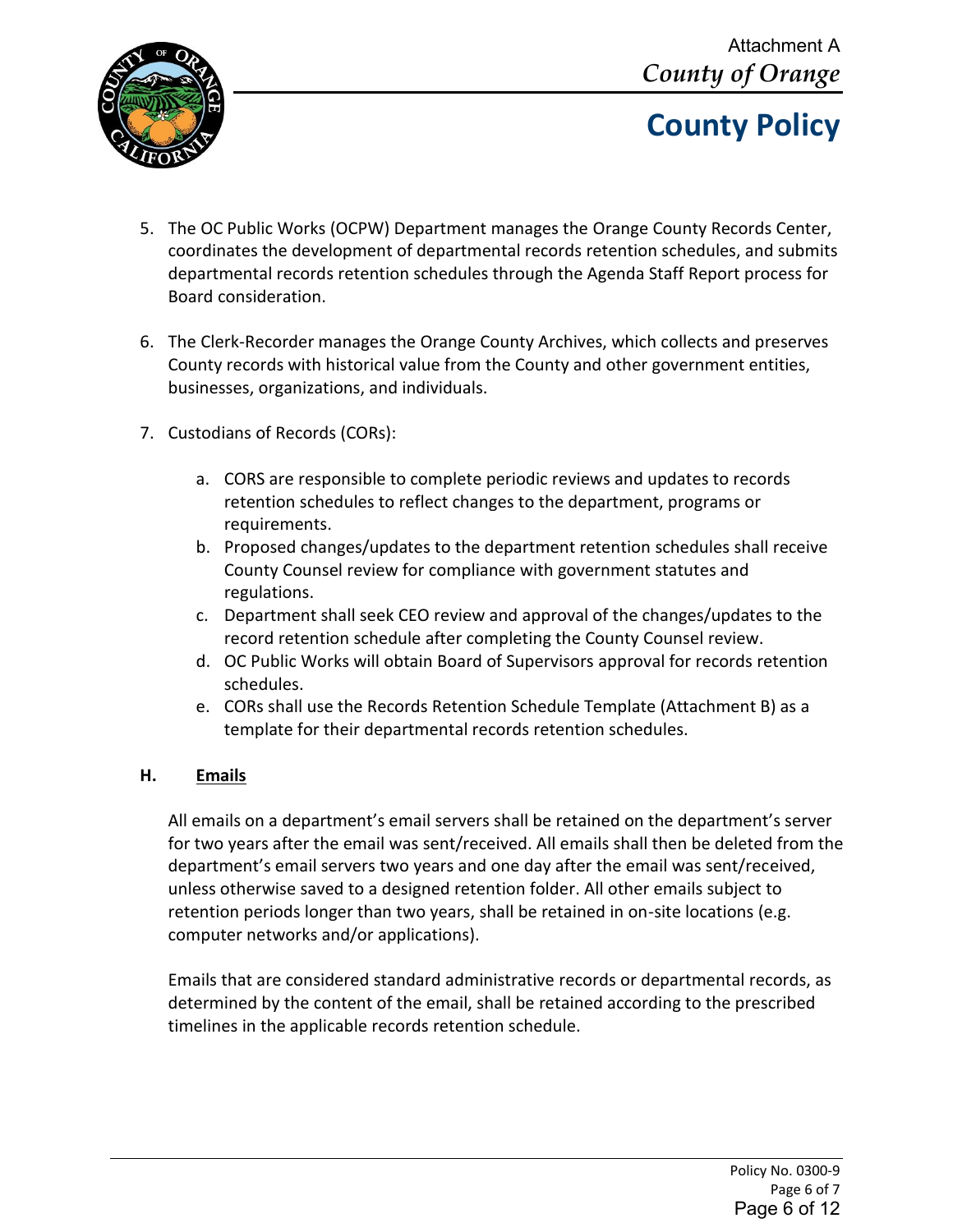5. The OC Public Works (OCPW) Department manages the Orange County Records Center, coordinates the development of departmental records retention schedules, and submits departmental records retention schedules through the Agenda Staff Report process for Board consideration.

6. The Clerk-Recorder manages the Orange County Archives, which collects and preserves County records with historical value from the County and other government entities, businesses, organizations, and individuals.

7. Custodians of Records (CORs):

   a. CORS are responsible to complete periodic reviews and updates to records retention schedules to reflect changes to the department, programs or requirements.
   b. Proposed changes/updates to the department retention schedules shall receive County Counsel review for compliance with government statutes and regulations.
   c. Department shall seek CEO review and approval of the changes/updates to the record retention schedule after completing the County Counsel review.
   d. OC Public Works will obtain Board of Supervisors approval for records retention schedules.
   e. CORs shall use the Records Retention Schedule Template (Attachment B) as a template for their departmental records retention schedules.

## H. Emails

All emails on a department's email servers shall be retained on the department's server for two years after the email was sent/received. All emails shall then be deleted from the department's email servers two years and one day after the email was sent/received, unless otherwise saved to a designed retention folder. All other emails subject to retention periods longer than two years, shall be retained in on-site locations (e.g. computer networks and/or applications).

Emails that are considered standard administrative records or departmental records, as determined by the content of the email, shall be retained according to the prescribed timelines in the applicable records retention schedule.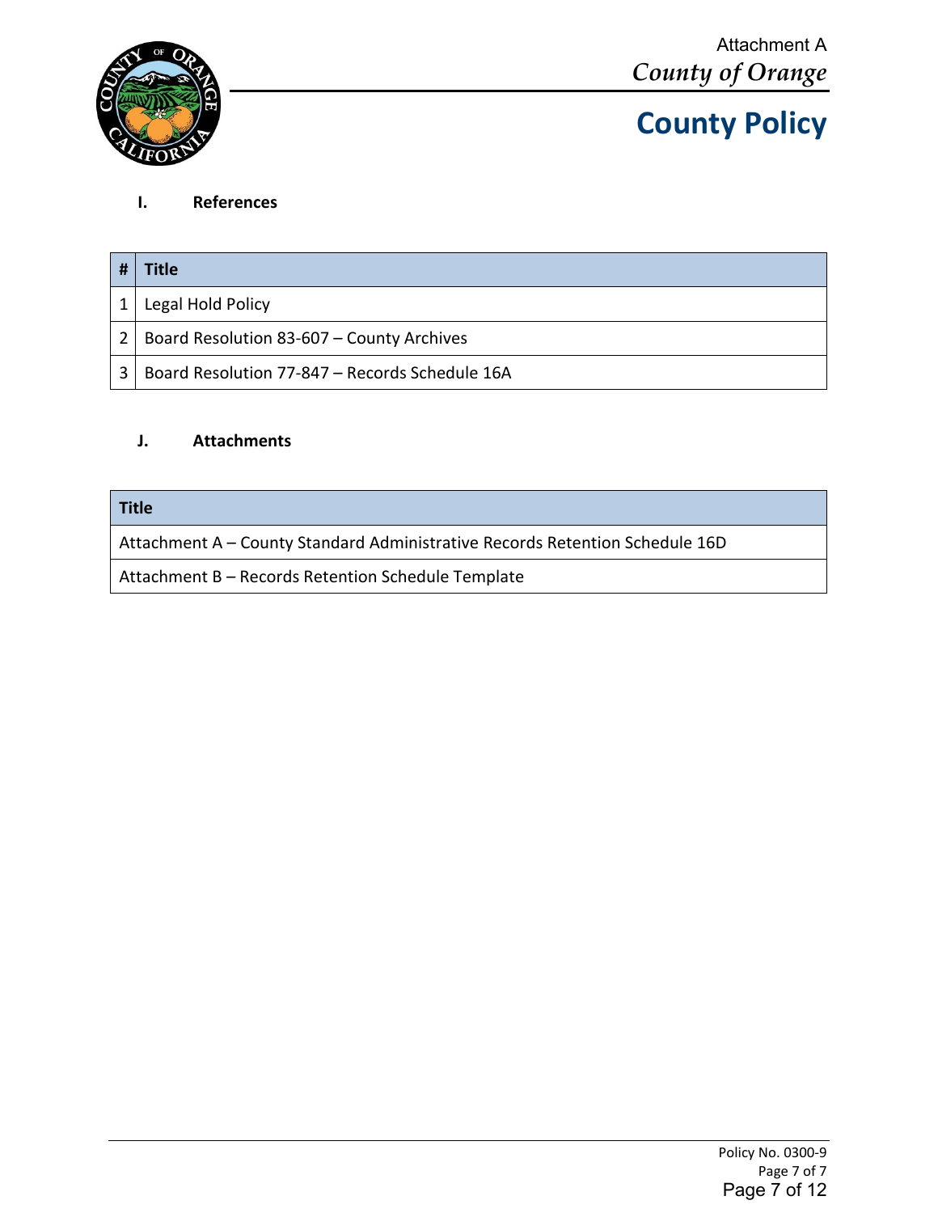### I. References

| # | Title |
|---|---|
| 1 | Legal Hold Policy |
| 2 | Board Resolution 83-607 – County Archives |
| 3 | Board Resolution 77-847 – Records Schedule 16A |

### J. Attachments

| Title |
|---|
| Attachment A – County Standard Administrative Records Retention Schedule 16D |
| Attachment B – Records Retention Schedule Template |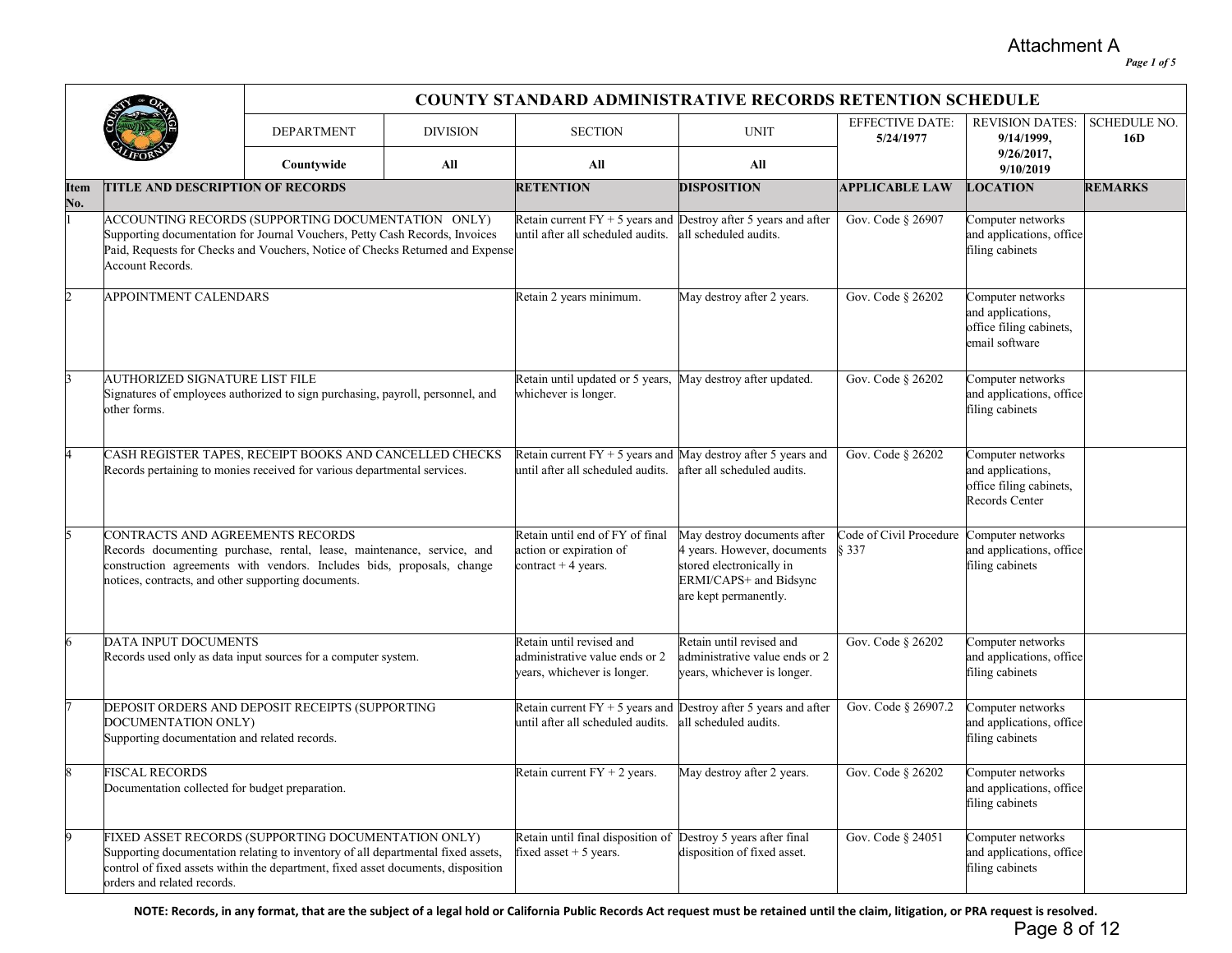Attachment A

*Page 1 of 5*

# COUNTY STANDARD ADMINISTRATIVE RECORDS RETENTION SCHEDULE

| DEPARTMENT | DIVISION | SECTION | UNIT | EFFECTIVE DATE: | REVISION DATES: | SCHEDULE NO. |
|---|---|---|---|---|---|---|
| **Countywide** | **All** | **All** | **All** | **5/24/1977** | **9/14/1999, 9/26/2017, 9/10/2019** | **16D** |

| Item No. | TITLE AND DESCRIPTION OF RECORDS | RETENTION | DISPOSITION | APPLICABLE LAW | LOCATION | REMARKS |
|---|---|---|---|---|---|---|
| 1 | ACCOUNTING RECORDS (SUPPORTING DOCUMENTATION ONLY) Supporting documentation for Journal Vouchers, Petty Cash Records, Invoices Paid, Requests for Checks and Vouchers, Notice of Checks Returned and Expense Account Records. | Retain current FY + 5 years and until after all scheduled audits. | Destroy after 5 years and after all scheduled audits. | Gov. Code § 26907 | Computer networks and applications, office filing cabinets | |
| 2 | APPOINTMENT CALENDARS | Retain 2 years minimum. | May destroy after 2 years. | Gov. Code § 26202 | Computer networks and applications, office filing cabinets, email software | |
| 3 | AUTHORIZED SIGNATURE LIST FILE Signatures of employees authorized to sign purchasing, payroll, personnel, and other forms. | Retain until updated or 5 years, whichever is longer. | May destroy after updated. | Gov. Code § 26202 | Computer networks and applications, office filing cabinets | |
| 4 | CASH REGISTER TAPES, RECEIPT BOOKS AND CANCELLED CHECKS Records pertaining to monies received for various departmental services. | Retain current FY + 5 years and until after all scheduled audits. | May destroy after 5 years and after all scheduled audits. | Gov. Code § 26202 | Computer networks and applications, office filing cabinets, Records Center | |
| 5 | CONTRACTS AND AGREEMENTS RECORDS Records documenting purchase, rental, lease, maintenance, service, and construction agreements with vendors. Includes bids, proposals, change notices, contracts, and other supporting documents. | Retain until end of FY of final action or expiration of contract + 4 years. | May destroy documents after 4 years. However, documents stored electronically in ERMI/CAPS+ and Bidsync are kept permanently. | Code of Civil Procedure § 337 | Computer networks and applications, office filing cabinets | |
| 6 | DATA INPUT DOCUMENTS Records used only as data input sources for a computer system. | Retain until revised and administrative value ends or 2 years, whichever is longer. | Retain until revised and administrative value ends or 2 years, whichever is longer. | Gov. Code § 26202 | Computer networks and applications, office filing cabinets | |
| 7 | DEPOSIT ORDERS AND DEPOSIT RECEIPTS (SUPPORTING DOCUMENTATION ONLY) Supporting documentation and related records. | Retain current FY + 5 years and until after all scheduled audits. | Destroy after 5 years and after all scheduled audits. | Gov. Code § 26907.2 | Computer networks and applications, office filing cabinets | |
| 8 | FISCAL RECORDS Documentation collected for budget preparation. | Retain current FY + 2 years. | May destroy after 2 years. | Gov. Code § 26202 | Computer networks and applications, office filing cabinets | |
| 9 | FIXED ASSET RECORDS (SUPPORTING DOCUMENTATION ONLY) Supporting documentation relating to inventory of all departmental fixed assets, control of fixed assets within the department, fixed asset documents, disposition orders and related records. | Retain until final disposition of fixed asset + 5 years. | Destroy 5 years after final disposition of fixed asset. | Gov. Code § 24051 | Computer networks and applications, office filing cabinets | |

**NOTE: Records, in any format, that are the subject of a legal hold or California Public Records Act request must be retained until the claim, litigation, or PRA request is resolved.**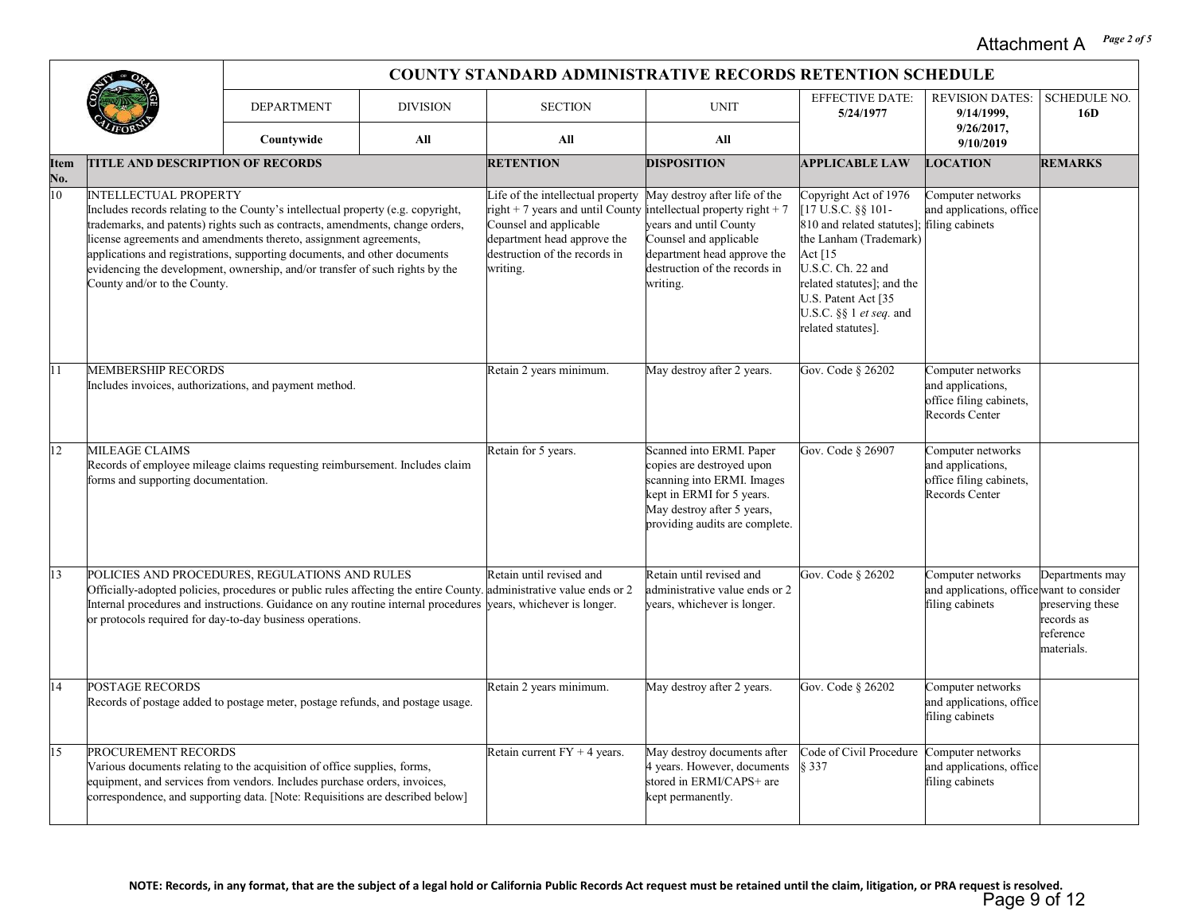Attachment A

## COUNTY STANDARD ADMINISTRATIVE RECORDS RETENTION SCHEDULE

| DEPARTMENT | DIVISION | SECTION | UNIT | EFFECTIVE DATE: | REVISION DATES: | SCHEDULE NO. |
|---|---|---|---|---|---|---|
| **Countywide** | **All** | **All** | **All** | **5/24/1977** | **9/14/1999, 9/26/2017, 9/10/2019** | **16D** |

| Item No. | TITLE AND DESCRIPTION OF RECORDS | RETENTION | DISPOSITION | APPLICABLE LAW | LOCATION | REMARKS |
|---|---|---|---|---|---|---|
| 10 | INTELLECTUAL PROPERTY<br>Includes records relating to the County's intellectual property (e.g. copyright, trademarks, and patents) rights such as contracts, amendments, change orders, license agreements and amendments thereto, assignment agreements, applications and registrations, supporting documents, and other documents evidencing the development, ownership, and/or transfer of such rights by the County and/or to the County. | Life of the intellectual property right + 7 years and until County Counsel and applicable department head approve the destruction of the records in writing. | May destroy after life of the intellectual property right + 7 years and until County Counsel and applicable department head approve the destruction of the records in writing. | Copyright Act of 1976 [17 U.S.C. §§ 101-810 and related statutes]; the Lanham (Trademark) Act [15 U.S.C. Ch. 22 and related statutes]; and the U.S. Patent Act [35 U.S.C. §§ 1 *et seq.* and related statutes]. | Computer networks and applications, office filing cabinets | |
| 11 | MEMBERSHIP RECORDS<br>Includes invoices, authorizations, and payment method. | Retain 2 years minimum. | May destroy after 2 years. | Gov. Code § 26202 | Computer networks and applications, office filing cabinets, Records Center | |
| 12 | MILEAGE CLAIMS<br>Records of employee mileage claims requesting reimbursement. Includes claim forms and supporting documentation. | Retain for 5 years. | Scanned into ERMI. Paper copies are destroyed upon scanning into ERMI. Images kept in ERMI for 5 years. May destroy after 5 years, providing audits are complete. | Gov. Code § 26907 | Computer networks and applications, office filing cabinets, Records Center | |
| 13 | POLICIES AND PROCEDURES, REGULATIONS AND RULES<br>Officially-adopted policies, procedures or public rules affecting the entire County. Internal procedures and instructions. Guidance on any routine internal procedures or protocols required for day-to-day business operations. | Retain until revised and administrative value ends or 2 years, whichever is longer. | Retain until revised and administrative value ends or 2 years, whichever is longer. | Gov. Code § 26202 | Computer networks and applications, office filing cabinets | Departments may want to consider preserving these records as reference materials. |
| 14 | POSTAGE RECORDS<br>Records of postage added to postage meter, postage refunds, and postage usage. | Retain 2 years minimum. | May destroy after 2 years. | Gov. Code § 26202 | Computer networks and applications, office filing cabinets | |
| 15 | PROCUREMENT RECORDS<br>Various documents relating to the acquisition of office supplies, forms, equipment, and services from vendors. Includes purchase orders, invoices, correspondence, and supporting data. [Note: Requisitions are described below] | Retain current FY + 4 years. | May destroy documents after 4 years. However, documents stored in ERMI/CAPS+ are kept permanently. | Code of Civil Procedure § 337 | Computer networks and applications, office filing cabinets | |

**NOTE: Records, in any format, that are the subject of a legal hold or California Public Records Act request must be retained until the claim, litigation, or PRA request is resolved.**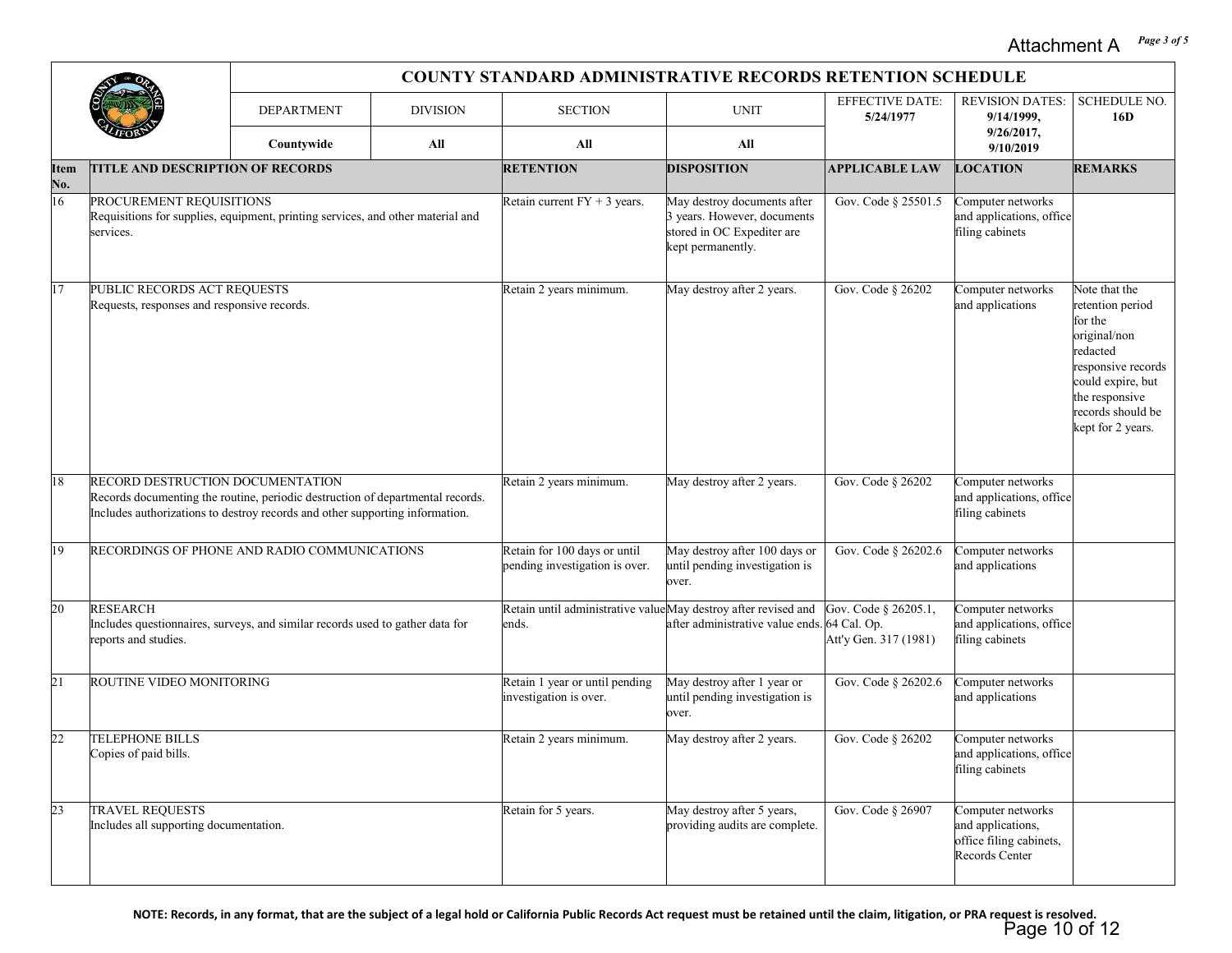Attachment A

## COUNTY STANDARD ADMINISTRATIVE RECORDS RETENTION SCHEDULE

| DEPARTMENT | DIVISION | SECTION | UNIT | EFFECTIVE DATE: | REVISION DATES: | SCHEDULE NO. |
|---|---|---|---|---|---|---|
| **Countywide** | **All** | **All** | **All** | **5/24/1977** | **9/14/1999, 9/26/2017, 9/10/2019** | **16D** |

| Item No. | TITLE AND DESCRIPTION OF RECORDS | RETENTION | DISPOSITION | APPLICABLE LAW | LOCATION | REMARKS |
|---|---|---|---|---|---|---|
| 16 | PROCUREMENT REQUISITIONS<br>Requisitions for supplies, equipment, printing services, and other material and services. | Retain current FY + 3 years. | May destroy documents after 3 years. However, documents stored in OC Expediter are kept permanently. | Gov. Code § 25501.5 | Computer networks and applications, office filing cabinets | |
| 17 | PUBLIC RECORDS ACT REQUESTS<br>Requests, responses and responsive records. | Retain 2 years minimum. | May destroy after 2 years. | Gov. Code § 26202 | Computer networks and applications | Note that the retention period for the original/non redacted responsive records could expire, but the responsive records should be kept for 2 years. |
| 18 | RECORD DESTRUCTION DOCUMENTATION<br>Records documenting the routine, periodic destruction of departmental records. Includes authorizations to destroy records and other supporting information. | Retain 2 years minimum. | May destroy after 2 years. | Gov. Code § 26202 | Computer networks and applications, office filing cabinets | |
| 19 | RECORDINGS OF PHONE AND RADIO COMMUNICATIONS | Retain for 100 days or until pending investigation is over. | May destroy after 100 days or until pending investigation is over. | Gov. Code § 26202.6 | Computer networks and applications | |
| 20 | RESEARCH<br>Includes questionnaires, surveys, and similar records used to gather data for reports and studies. | Retain until administrative value ends. | May destroy after revised and after administrative value ends. | Gov. Code § 26205.1, 64 Cal. Op. Att'y Gen. 317 (1981) | Computer networks and applications, office filing cabinets | |
| 21 | ROUTINE VIDEO MONITORING | Retain 1 year or until pending investigation is over. | May destroy after 1 year or until pending investigation is over. | Gov. Code § 26202.6 | Computer networks and applications | |
| 22 | TELEPHONE BILLS<br>Copies of paid bills. | Retain 2 years minimum. | May destroy after 2 years. | Gov. Code § 26202 | Computer networks and applications, office filing cabinets | |
| 23 | TRAVEL REQUESTS<br>Includes all supporting documentation. | Retain for 5 years. | May destroy after 5 years, providing audits are complete. | Gov. Code § 26907 | Computer networks and applications, office filing cabinets, Records Center | |

**NOTE: Records, in any format, that are the subject of a legal hold or California Public Records Act request must be retained until the claim, litigation, or PRA request is resolved.**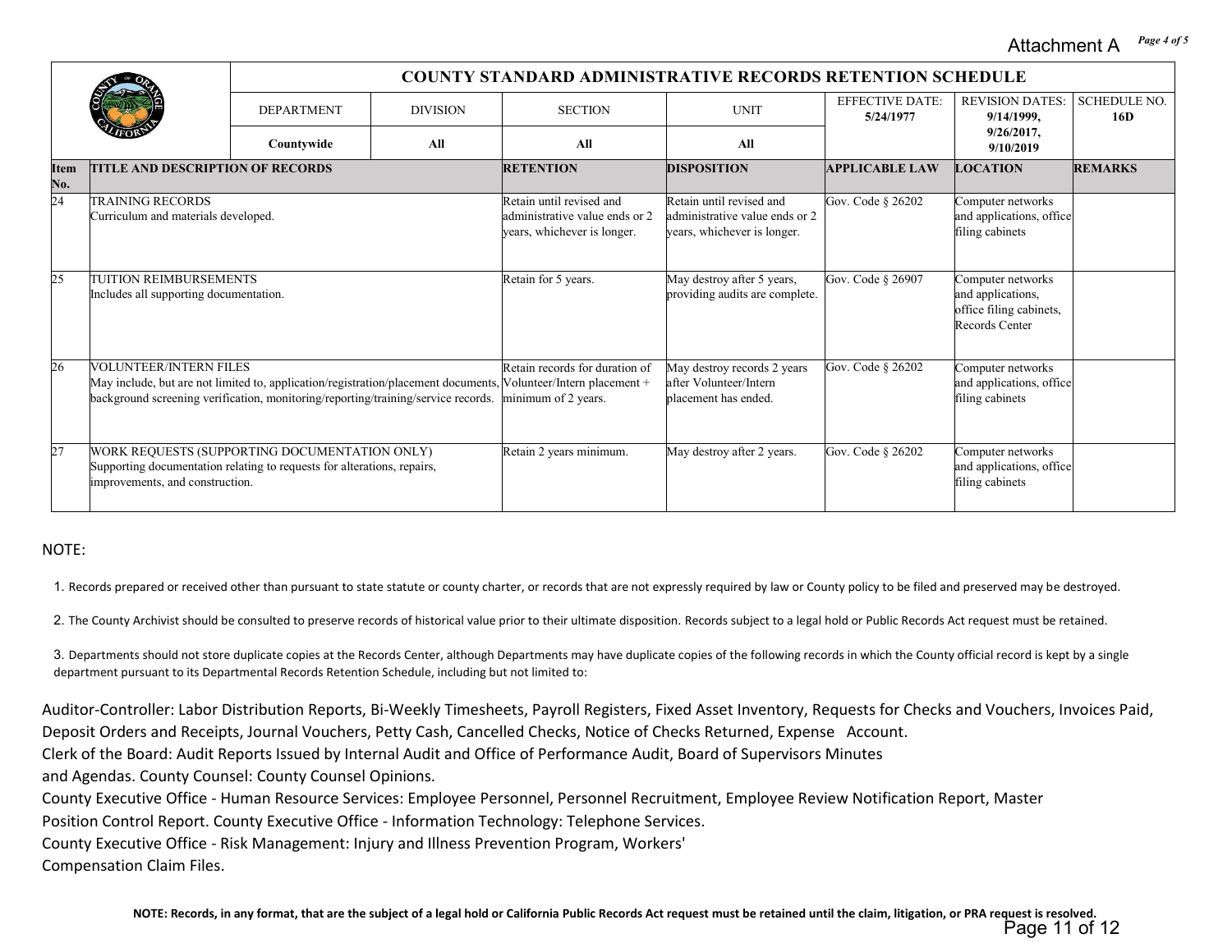| | COUNTY STANDARD ADMINISTRATIVE RECORDS RETENTION SCHEDULE | | | | | | |
|---|---|---|---|---|---|---|---|
| | DEPARTMENT | DIVISION | SECTION | UNIT | EFFECTIVE DATE: 5/24/1977 | REVISION DATES: 9/14/1999, 9/26/2017, 9/10/2019 | SCHEDULE NO. 16D |
| | Countywide | All | All | All | | | |

| Item No. | TITLE AND DESCRIPTION OF RECORDS | RETENTION | DISPOSITION | APPLICABLE LAW | LOCATION | REMARKS |
|---|---|---|---|---|---|---|
| 24 | TRAINING RECORDS<br>Curriculum and materials developed. | Retain until revised and administrative value ends or 2 years, whichever is longer. | Retain until revised and administrative value ends or 2 years, whichever is longer. | Gov. Code § 26202 | Computer networks and applications, office filing cabinets | |
| 25 | TUITION REIMBURSEMENTS<br>Includes all supporting documentation. | Retain for 5 years. | May destroy after 5 years, providing audits are complete. | Gov. Code § 26907 | Computer networks and applications, office filing cabinets, Records Center | |
| 26 | VOLUNTEER/INTERN FILES<br>May include, but are not limited to, application/registration/placement documents, background screening verification, monitoring/reporting/training/service records. | Retain records for duration of Volunteer/Intern placement + minimum of 2 years. | May destroy records 2 years after Volunteer/Intern placement has ended. | Gov. Code § 26202 | Computer networks and applications, office filing cabinets | |
| 27 | WORK REQUESTS (SUPPORTING DOCUMENTATION ONLY)<br>Supporting documentation relating to requests for alterations, repairs, improvements, and construction. | Retain 2 years minimum. | May destroy after 2 years. | Gov. Code § 26202 | Computer networks and applications, office filing cabinets | |

NOTE:

1. Records prepared or received other than pursuant to state statute or county charter, or records that are not expressly required by law or County policy to be filed and preserved may be destroyed.

2. The County Archivist should be consulted to preserve records of historical value prior to their ultimate disposition. Records subject to a legal hold or Public Records Act request must be retained.

3. Departments should not store duplicate copies at the Records Center, although Departments may have duplicate copies of the following records in which the County official record is kept by a single department pursuant to its Departmental Records Retention Schedule, including but not limited to:

Auditor-Controller: Labor Distribution Reports, Bi-Weekly Timesheets, Payroll Registers, Fixed Asset Inventory, Requests for Checks and Vouchers, Invoices Paid, Deposit Orders and Receipts, Journal Vouchers, Petty Cash, Cancelled Checks, Notice of Checks Returned, Expense Account.
Clerk of the Board: Audit Reports Issued by Internal Audit and Office of Performance Audit, Board of Supervisors Minutes and Agendas. County Counsel: County Counsel Opinions.
County Executive Office - Human Resource Services: Employee Personnel, Personnel Recruitment, Employee Review Notification Report, Master Position Control Report. County Executive Office - Information Technology: Telephone Services.
County Executive Office - Risk Management: Injury and Illness Prevention Program, Workers' Compensation Claim Files.

**NOTE: Records, in any format, that are the subject of a legal hold or California Public Records Act request must be retained until the claim, litigation, or PRA request is resolved.**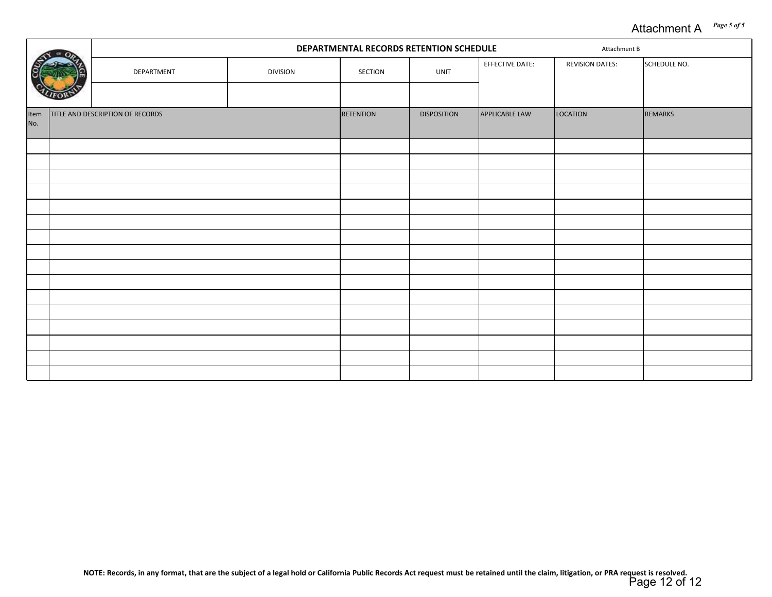Attachment A

# DEPARTMENTAL RECORDS RETENTION SCHEDULE

Attachment B

| DEPARTMENT | DIVISION | SECTION | UNIT | EFFECTIVE DATE: | REVISION DATES: | SCHEDULE NO. |
|---|---|---|---|---|---|---|
| | | | | | | |

| Item No. | TITLE AND DESCRIPTION OF RECORDS | RETENTION | DISPOSITION | APPLICABLE LAW | LOCATION | REMARKS |
|---|---|---|---|---|---|---|
| | | | | | | |
| | | | | | | |
| | | | | | | |
| | | | | | | |
| | | | | | | |
| | | | | | | |
| | | | | | | |
| | | | | | | |
| | | | | | | |
| | | | | | | |
| | | | | | | |
| | | | | | | |
| | | | | | | |
| | | | | | | |
| | | | | | | |
| | | | | | | |

**NOTE: Records, in any format, that are the subject of a legal hold or California Public Records Act request must be retained until the claim, litigation, or PRA request is resolved.**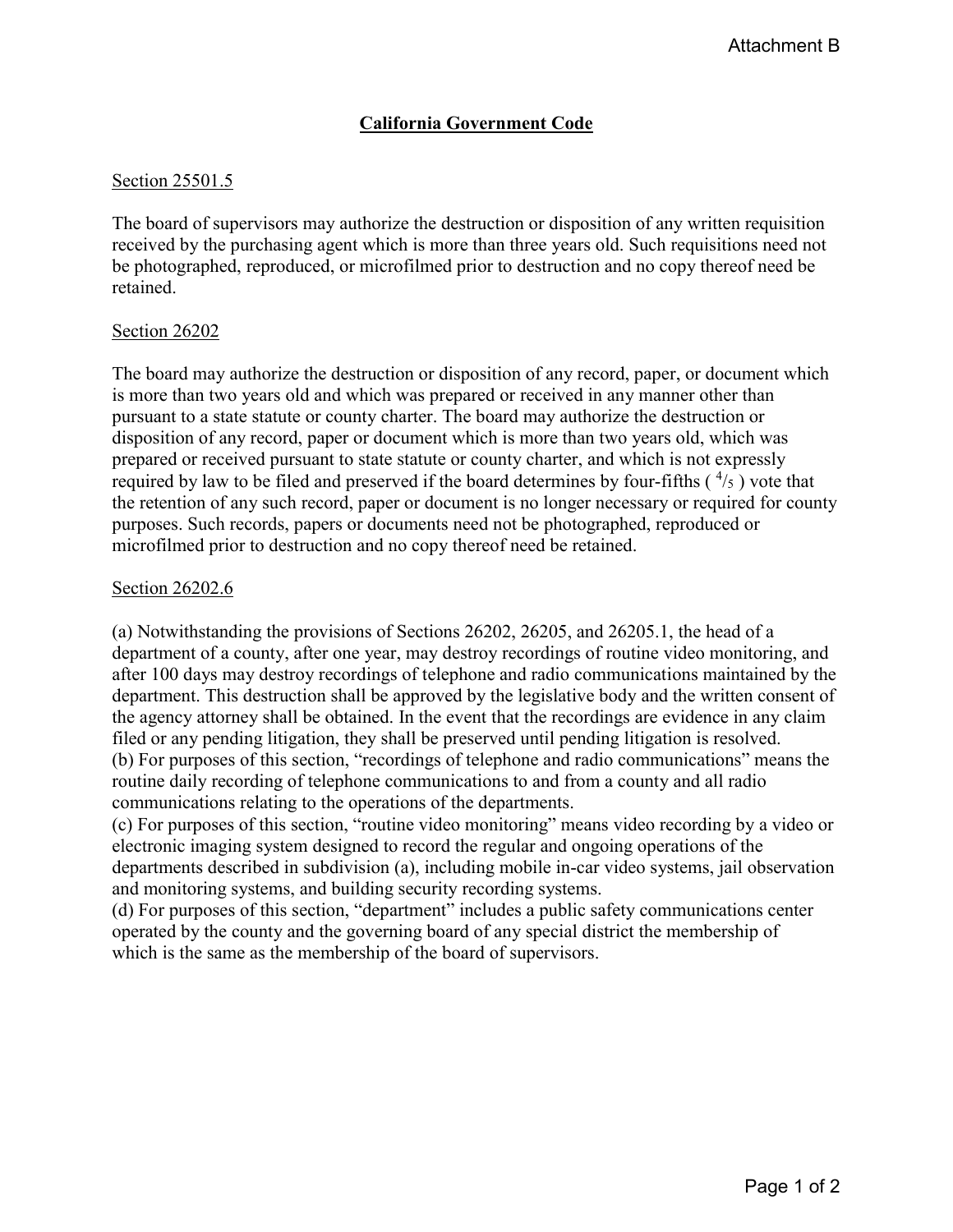Attachment B

# California Government Code

## Section 25501.5

The board of supervisors may authorize the destruction or disposition of any written requisition received by the purchasing agent which is more than three years old. Such requisitions need not be photographed, reproduced, or microfilmed prior to destruction and no copy thereof need be retained.

## Section 26202

The board may authorize the destruction or disposition of any record, paper, or document which is more than two years old and which was prepared or received in any manner other than pursuant to a state statute or county charter. The board may authorize the destruction or disposition of any record, paper or document which is more than two years old, which was prepared or received pursuant to state statute or county charter, and which is not expressly required by law to be filed and preserved if the board determines by four-fifths ( $^4/_5$ ) vote that the retention of any such record, paper or document is no longer necessary or required for county purposes. Such records, papers or documents need not be photographed, reproduced or microfilmed prior to destruction and no copy thereof need be retained.

## Section 26202.6

(a) Notwithstanding the provisions of Sections 26202, 26205, and 26205.1, the head of a department of a county, after one year, may destroy recordings of routine video monitoring, and after 100 days may destroy recordings of telephone and radio communications maintained by the department. This destruction shall be approved by the legislative body and the written consent of the agency attorney shall be obtained. In the event that the recordings are evidence in any claim filed or any pending litigation, they shall be preserved until pending litigation is resolved.
(b) For purposes of this section, "recordings of telephone and radio communications" means the routine daily recording of telephone communications to and from a county and all radio communications relating to the operations of the departments.
(c) For purposes of this section, "routine video monitoring" means video recording by a video or electronic imaging system designed to record the regular and ongoing operations of the departments described in subdivision (a), including mobile in-car video systems, jail observation and monitoring systems, and building security recording systems.
(d) For purposes of this section, "department" includes a public safety communications center operated by the county and the governing board of any special district the membership of which is the same as the membership of the board of supervisors.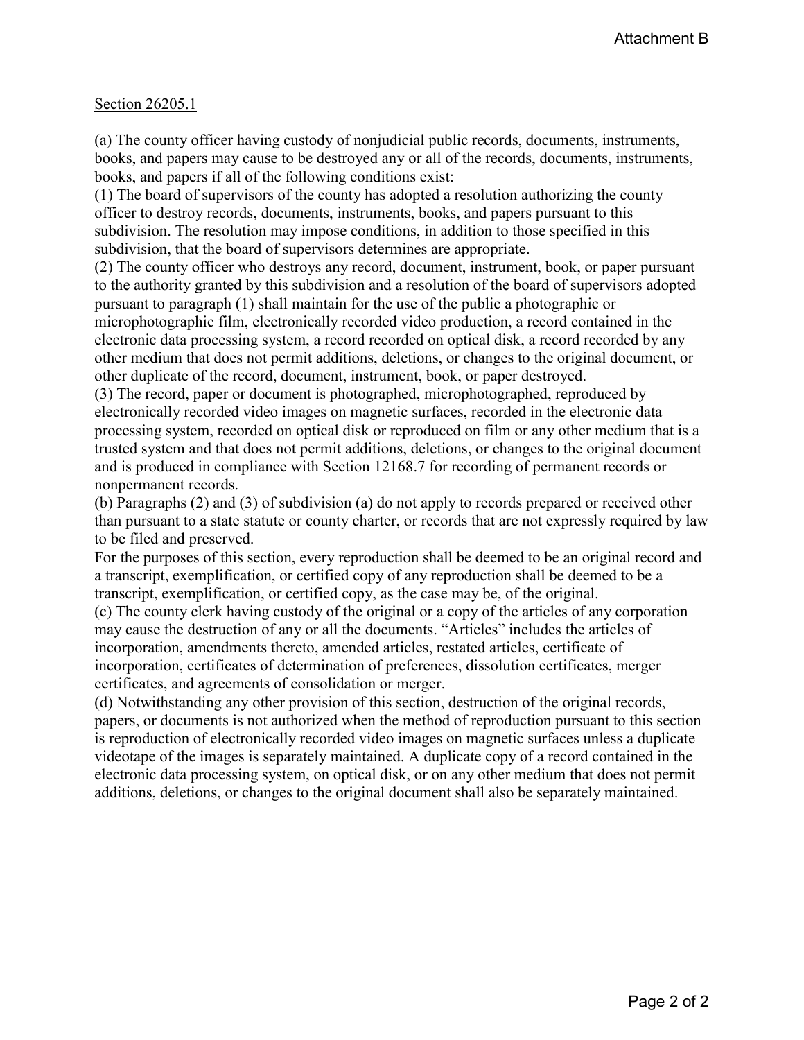Attachment B

Section 26205.1

(a) The county officer having custody of nonjudicial public records, documents, instruments, books, and papers may cause to be destroyed any or all of the records, documents, instruments, books, and papers if all of the following conditions exist:
(1) The board of supervisors of the county has adopted a resolution authorizing the county officer to destroy records, documents, instruments, books, and papers pursuant to this subdivision. The resolution may impose conditions, in addition to those specified in this subdivision, that the board of supervisors determines are appropriate.
(2) The county officer who destroys any record, document, instrument, book, or paper pursuant to the authority granted by this subdivision and a resolution of the board of supervisors adopted pursuant to paragraph (1) shall maintain for the use of the public a photographic or microphotographic film, electronically recorded video production, a record contained in the electronic data processing system, a record recorded on optical disk, a record recorded by any other medium that does not permit additions, deletions, or changes to the original document, or other duplicate of the record, document, instrument, book, or paper destroyed.
(3) The record, paper or document is photographed, microphotographed, reproduced by electronically recorded video images on magnetic surfaces, recorded in the electronic data processing system, recorded on optical disk or reproduced on film or any other medium that is a trusted system and that does not permit additions, deletions, or changes to the original document and is produced in compliance with Section 12168.7 for recording of permanent records or nonpermanent records.
(b) Paragraphs (2) and (3) of subdivision (a) do not apply to records prepared or received other than pursuant to a state statute or county charter, or records that are not expressly required by law to be filed and preserved.
For the purposes of this section, every reproduction shall be deemed to be an original record and a transcript, exemplification, or certified copy of any reproduction shall be deemed to be a transcript, exemplification, or certified copy, as the case may be, of the original.
(c) The county clerk having custody of the original or a copy of the articles of any corporation may cause the destruction of any or all the documents. "Articles" includes the articles of incorporation, amendments thereto, amended articles, restated articles, certificate of incorporation, certificates of determination of preferences, dissolution certificates, merger certificates, and agreements of consolidation or merger.
(d) Notwithstanding any other provision of this section, destruction of the original records, papers, or documents is not authorized when the method of reproduction pursuant to this section is reproduction of electronically recorded video images on magnetic surfaces unless a duplicate videotape of the images is separately maintained. A duplicate copy of a record contained in the electronic data processing system, on optical disk, or on any other medium that does not permit additions, deletions, or changes to the original document shall also be separately maintained.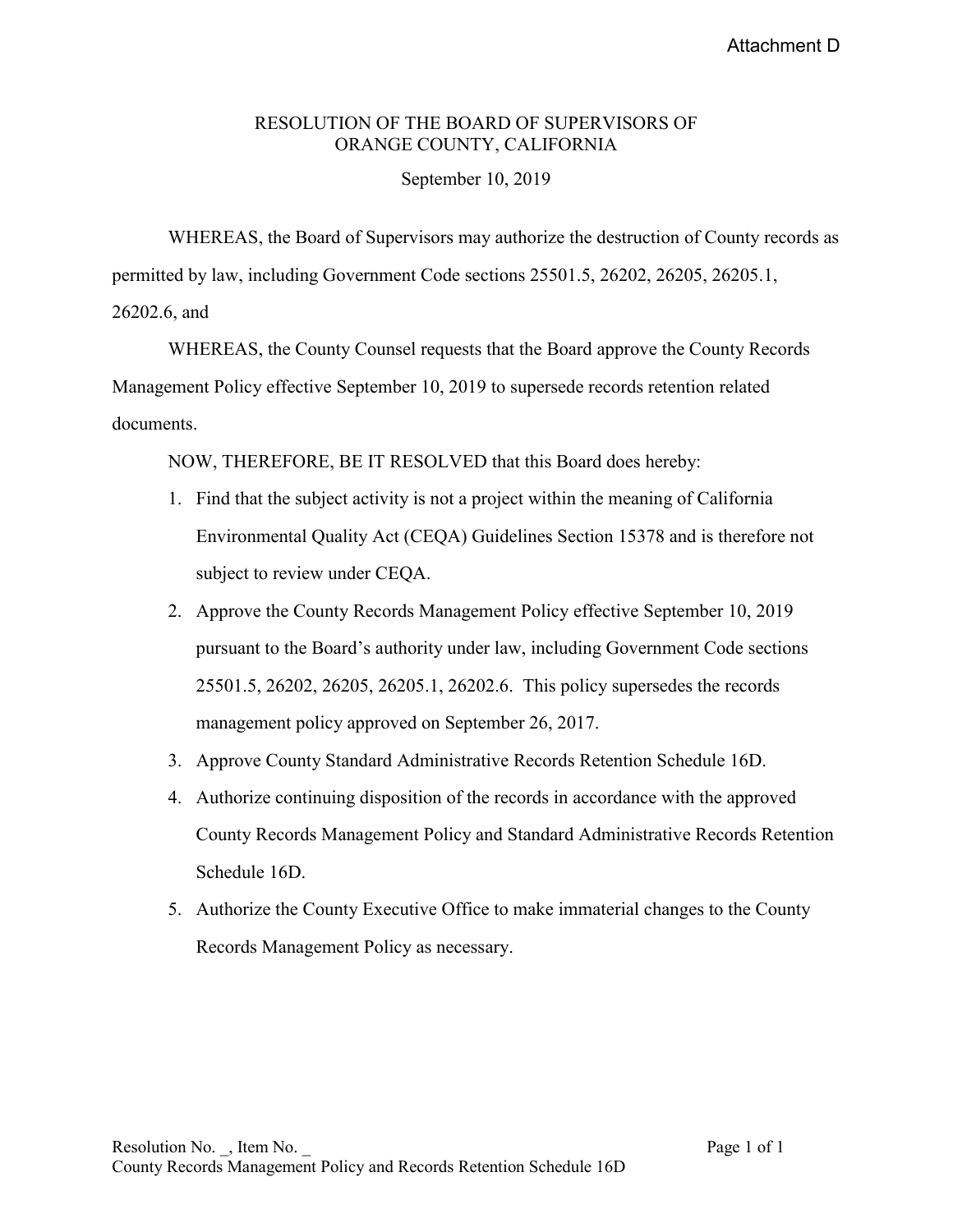Attachment D

RESOLUTION OF THE BOARD OF SUPERVISORS OF
ORANGE COUNTY, CALIFORNIA

September 10, 2019

WHEREAS, the Board of Supervisors may authorize the destruction of County records as permitted by law, including Government Code sections 25501.5, 26202, 26205, 26205.1, 26202.6, and

WHEREAS, the County Counsel requests that the Board approve the County Records Management Policy effective September 10, 2019 to supersede records retention related documents.

NOW, THEREFORE, BE IT RESOLVED that this Board does hereby:

1. Find that the subject activity is not a project within the meaning of California Environmental Quality Act (CEQA) Guidelines Section 15378 and is therefore not subject to review under CEQA.
2. Approve the County Records Management Policy effective September 10, 2019 pursuant to the Board's authority under law, including Government Code sections 25501.5, 26202, 26205, 26205.1, 26202.6. This policy supersedes the records management policy approved on September 26, 2017.
3. Approve County Standard Administrative Records Retention Schedule 16D.
4. Authorize continuing disposition of the records in accordance with the approved County Records Management Policy and Standard Administrative Records Retention Schedule 16D.
5. Authorize the County Executive Office to make immaterial changes to the County Records Management Policy as necessary.

Resolution No. _, Item No. _
County Records Management Policy and Records Retention Schedule 16D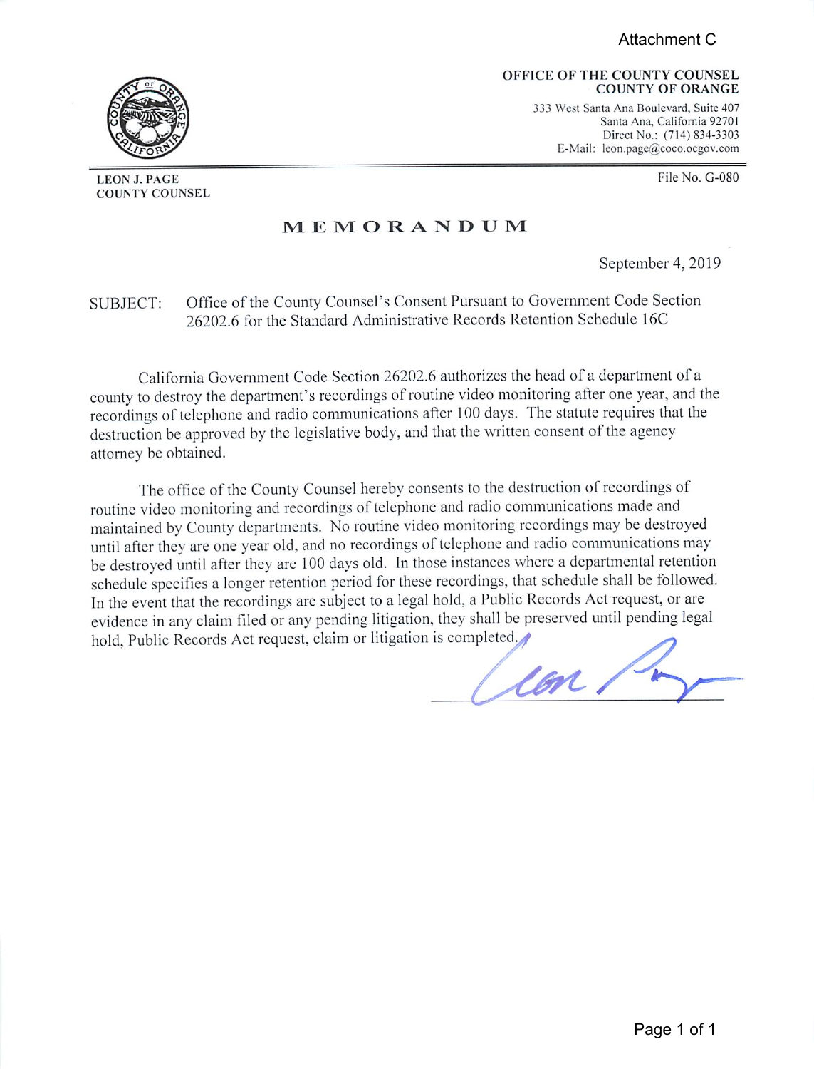Attachment C

OFFICE OF THE COUNTY COUNSEL
COUNTY OF ORANGE

333 West Santa Ana Boulevard, Suite 407
Santa Ana, California 92701
Direct No.: (714) 834-3303
E-Mail: leon.page@coco.ocgov.com

LEON J. PAGE
COUNTY COUNSEL

File No. G-080

# MEMORANDUM

September 4, 2019

SUBJECT: Office of the County Counsel's Consent Pursuant to Government Code Section 26202.6 for the Standard Administrative Records Retention Schedule 16C

California Government Code Section 26202.6 authorizes the head of a department of a county to destroy the department's recordings of routine video monitoring after one year, and the recordings of telephone and radio communications after 100 days. The statute requires that the destruction be approved by the legislative body, and that the written consent of the agency attorney be obtained.

The office of the County Counsel hereby consents to the destruction of recordings of routine video monitoring and recordings of telephone and radio communications made and maintained by County departments. No routine video monitoring recordings may be destroyed until after they are one year old, and no recordings of telephone and radio communications may be destroyed until after they are 100 days old. In those instances where a departmental retention schedule specifies a longer retention period for these recordings, that schedule shall be followed. In the event that the recordings are subject to a legal hold, a Public Records Act request, or are evidence in any claim filed or any pending litigation, they shall be preserved until pending legal hold, Public Records Act request, claim or litigation is completed.